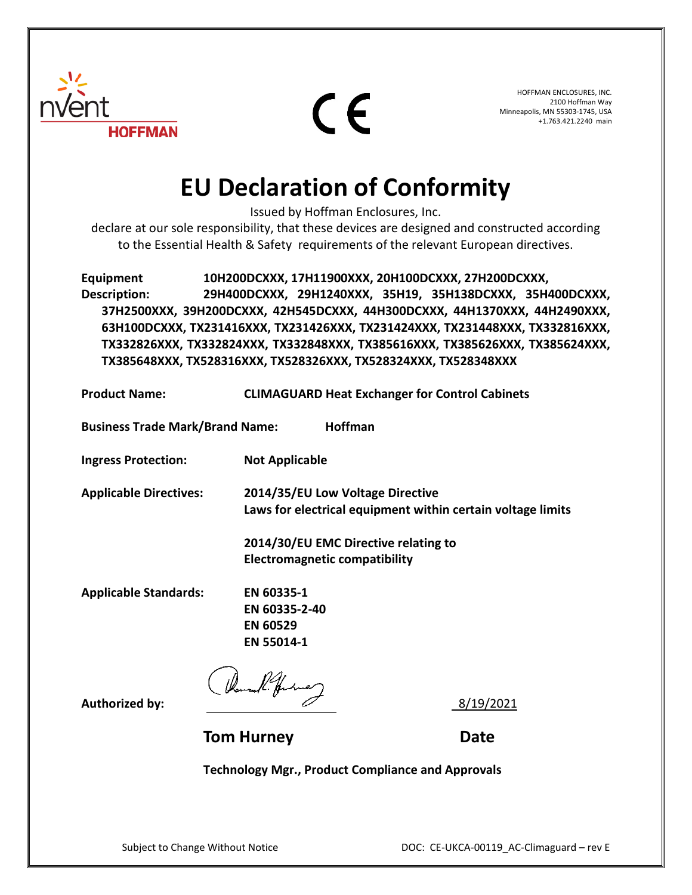nVent HOFFMAN

CE

HOFFMAN ENCLOSURES, INC.
2100 Hoffman Way
Minneapolis, MN 55303-1745, USA
+1.763.421.2240 main

# EU Declaration of Conformity

Issued by Hoffman Enclosures, Inc.
declare at our sole responsibility, that these devices are designed and constructed according to the Essential Health & Safety requirements of the relevant European directives.

**Equipment Description:** **10H200DCXXX, 17H11900XXX, 20H100DCXXX, 27H200DCXXX, 29H400DCXXX, 29H1240XXX, 35H19, 35H138DCXXX, 35H400DCXXX, 37H2500XXX, 39H200DCXXX, 42H545DCXXX, 44H300DCXXX, 44H1370XXX, 44H2490XXX, 63H100DCXXX, TX231416XXX, TX231426XXX, TX231424XXX, TX231448XXX, TX332816XXX, TX332826XXX, TX332824XXX, TX332848XXX, TX385616XXX, TX385626XXX, TX385624XXX, TX385648XXX, TX528316XXX, TX528326XXX, TX528324XXX, TX528348XXX**

**Product Name:** **CLIMAGUARD Heat Exchanger for Control Cabinets**

**Business Trade Mark/Brand Name:** **Hoffman**

**Ingress Protection:** **Not Applicable**

**Applicable Directives:** **2014/35/EU Low Voltage Directive**
**Laws for electrical equipment within certain voltage limits**

**2014/30/EU EMC Directive relating to Electromagnetic compatibility**

**Applicable Standards:**
**EN 60335-1**
**EN 60335-2-40**
**EN 60529**
**EN 55014-1**

**Authorized by:** 8/19/2021

**Tom Hurney** **Date**

**Technology Mgr., Product Compliance and Approvals**

Subject to Change Without Notice DOC: CE-UKCA-00119_AC-Climaguard – rev E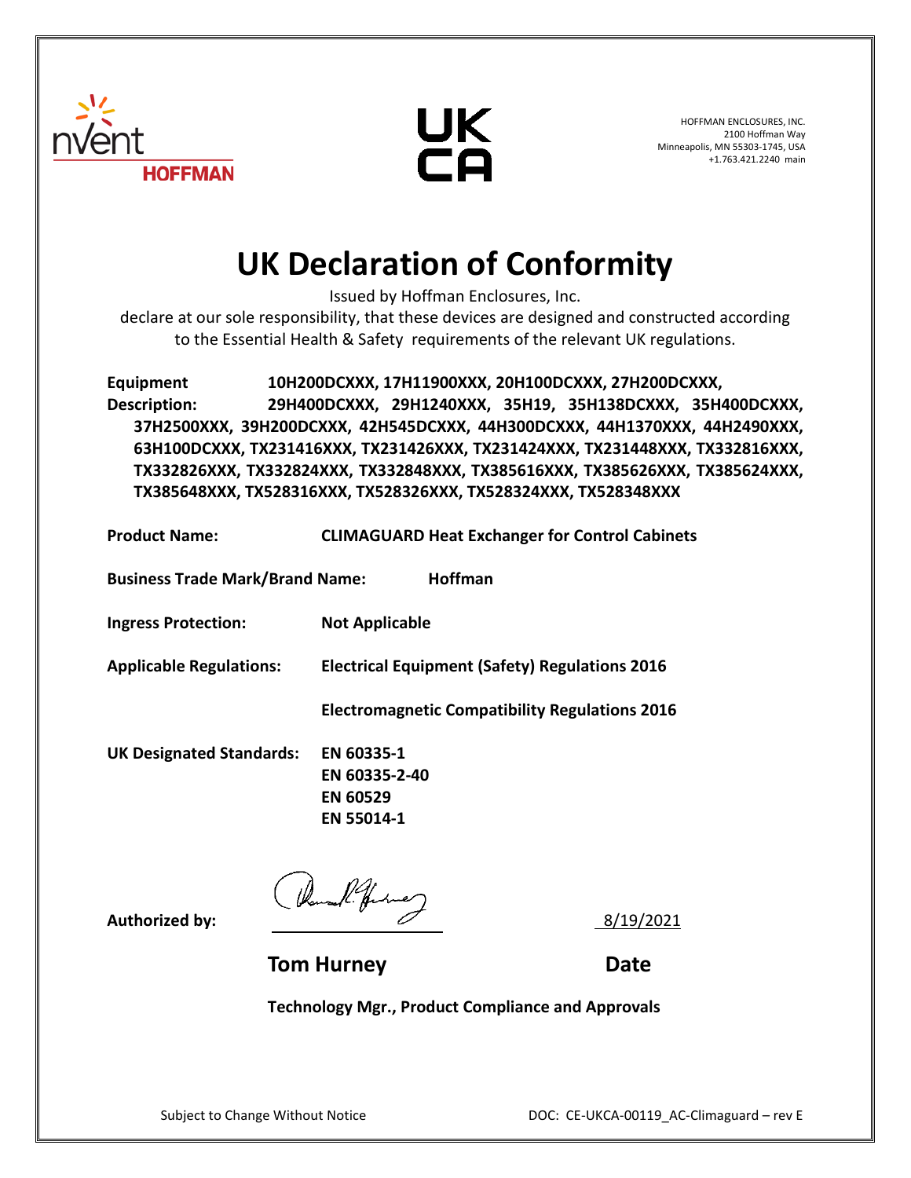nVent HOFFMAN

UK
CA

HOFFMAN ENCLOSURES, INC.
2100 Hoffman Way
Minneapolis, MN 55303-1745, USA
+1.763.421.2240 main

# UK Declaration of Conformity

Issued by Hoffman Enclosures, Inc.
declare at our sole responsibility, that these devices are designed and constructed according to the Essential Health & Safety requirements of the relevant UK regulations.

**Equipment Description:** **10H200DCXXX, 17H11900XXX, 20H100DCXXX, 27H200DCXXX, 29H400DCXXX, 29H1240XXX, 35H19, 35H138DCXXX, 35H400DCXXX, 37H2500XXX, 39H200DCXXX, 42H545DCXXX, 44H300DCXXX, 44H1370XXX, 44H2490XXX, 63H100DCXXX, TX231416XXX, TX231426XXX, TX231424XXX, TX231448XXX, TX332816XXX, TX332826XXX, TX332824XXX, TX332848XXX, TX385616XXX, TX385626XXX, TX385624XXX, TX385648XXX, TX528316XXX, TX528326XXX, TX528324XXX, TX528348XXX**

**Product Name:** **CLIMAGUARD Heat Exchanger for Control Cabinets**

**Business Trade Mark/Brand Name:** **Hoffman**

**Ingress Protection:** **Not Applicable**

**Applicable Regulations:** **Electrical Equipment (Safety) Regulations 2016**

**Electromagnetic Compatibility Regulations 2016**

**UK Designated Standards:** **EN 60335-1**
**EN 60335-2-40**
**EN 60529**
**EN 55014-1**

**Authorized by:** 8/19/2021

**Tom Hurney** **Date**

**Technology Mgr., Product Compliance and Approvals**

Subject to Change Without Notice DOC: CE-UKCA-00119_AC-Climaguard – rev E